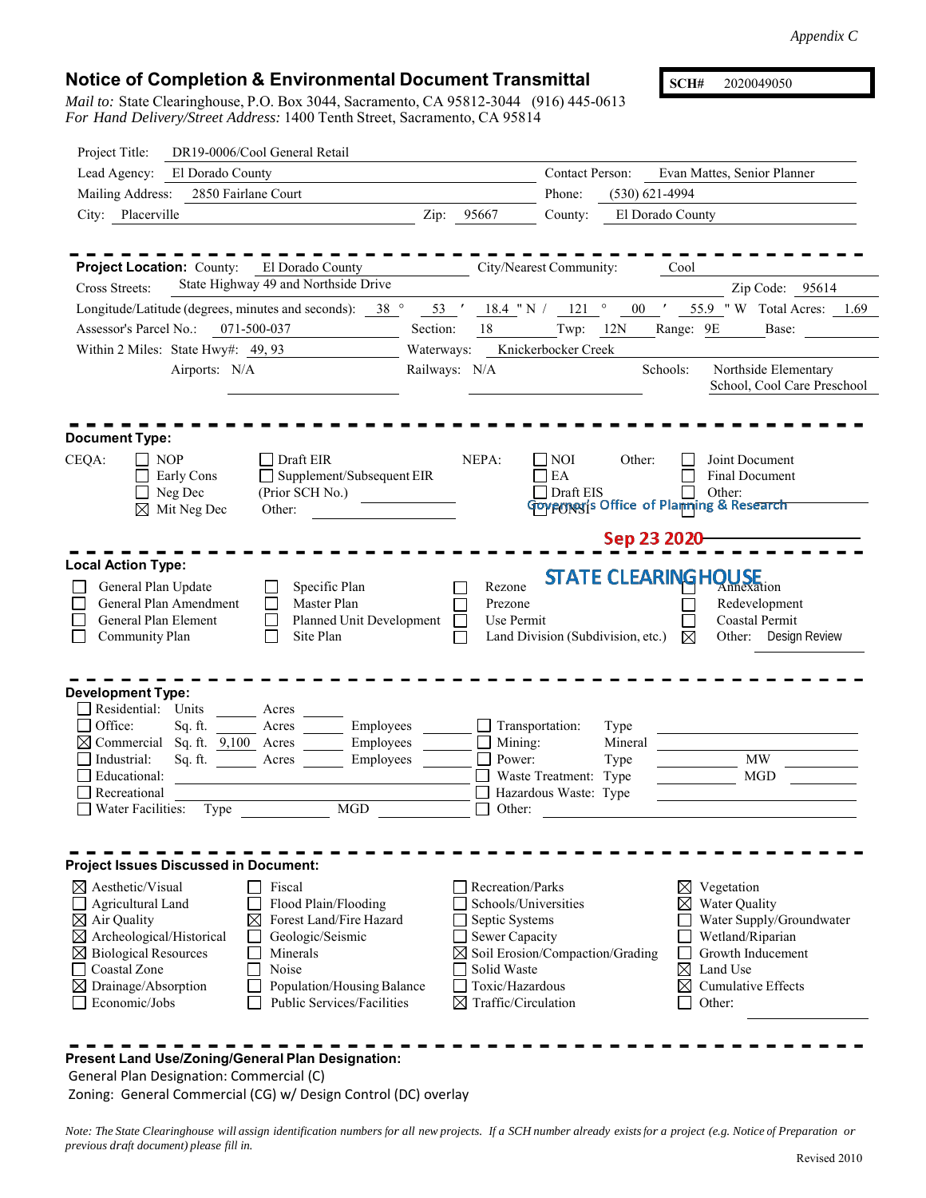*Appendix C*

# Notice of Completion & Environmental Document Transmittal

**SCH#** 2020049050

*Mail to:* State Clearinghouse, P.O. Box 3044, Sacramento, CA 95812-3044 (916) 445-0613
*For Hand Delivery/Street Address:* 1400 Tenth Street, Sacramento, CA 95814

Project Title: DR19-0006/Cool General Retail
Lead Agency: El Dorado County | Contact Person: Evan Mattes, Senior Planner
Mailing Address: 2850 Fairlane Court | Phone: (530) 621-4994
City: Placerville | Zip: 95667 | County: El Dorado County

---

**Project Location:** County: El Dorado County | City/Nearest Community: Cool
Cross Streets: State Highway 49 and Northside Drive | Zip Code: 95614
Longitude/Latitude (degrees, minutes and seconds): 38 ° 53 ′ 18.4 ″ N / 121 ° 00 ′ 55.9 ″ W | Total Acres: 1.69
Assessor's Parcel No.: 071-500-037 | Section: 18 | Twp: 12N | Range: 9E | Base:
Within 2 Miles: State Hwy#: 49, 93 | Waterways: Knickerbocker Creek
Airports: N/A | Railways: N/A | Schools: Northside Elementary School, Cool Care Preschool

---

**Document Type:**

CEQA: ☐ NOP ☐ Early Cons ☐ Neg Dec ☒ Mit Neg Dec ☐ Draft EIR ☐ Supplement/Subsequent EIR (Prior SCH No.) ______ Other: ______

NEPA: ☐ NOI ☐ EA ☐ Draft EIS ☐ FONSI

Other: ☐ Joint Document ☐ Final Document ☐ Other: ______

Governor's Office of Planning & Research
Sep 23 2020
STATE CLEARINGHOUSE

---

**Local Action Type:**

☐ General Plan Update ☐ General Plan Amendment ☐ General Plan Element ☐ Community Plan
☐ Specific Plan ☐ Master Plan ☐ Planned Unit Development ☐ Site Plan
☐ Rezone ☐ Prezone ☐ Use Permit ☐ Land Division (Subdivision, etc.)
☐ Annexation ☐ Redevelopment ☐ Coastal Permit ☒ Other: Design Review

---

**Development Type:**

☐ Residential: Units ______ Acres ______
☐ Office: Sq. ft. ______ Acres ______ Employees ______
☒ Commercial Sq. ft. 9,100 Acres ______ Employees ______
☐ Industrial: Sq. ft. ______ Acres ______ Employees ______
☐ Educational: ______
☐ Recreational ______
☐ Water Facilities: Type ______ MGD ______
☐ Transportation: Type ______
☐ Mining: Mineral ______
☐ Power: Type ______ MW ______
☐ Waste Treatment: Type ______ MGD ______
☐ Hazardous Waste: Type ______
☐ Other: ______

---

**Project Issues Discussed in Document:**

☒ Aesthetic/Visual
☐ Agricultural Land
☒ Air Quality
☒ Archeological/Historical
☒ Biological Resources
☐ Coastal Zone
☒ Drainage/Absorption
☐ Economic/Jobs
☐ Fiscal
☐ Flood Plain/Flooding
☒ Forest Land/Fire Hazard
☐ Geologic/Seismic
☐ Minerals
☐ Noise
☐ Population/Housing Balance
☐ Public Services/Facilities
☐ Recreation/Parks
☐ Schools/Universities
☐ Septic Systems
☐ Sewer Capacity
☒ Soil Erosion/Compaction/Grading
☐ Solid Waste
☐ Toxic/Hazardous
☒ Traffic/Circulation
☒ Vegetation
☒ Water Quality
☐ Water Supply/Groundwater
☐ Wetland/Riparian
☐ Growth Inducement
☒ Land Use
☒ Cumulative Effects
☐ Other: ______

---

**Present Land Use/Zoning/General Plan Designation:**

General Plan Designation: Commercial (C)
Zoning: General Commercial (CG) w/ Design Control (DC) overlay

*Note: The State Clearinghouse will assign identification numbers for all new projects. If a SCH number already exists for a project (e.g. Notice of Preparation or previous draft document) please fill in.*

Revised 2010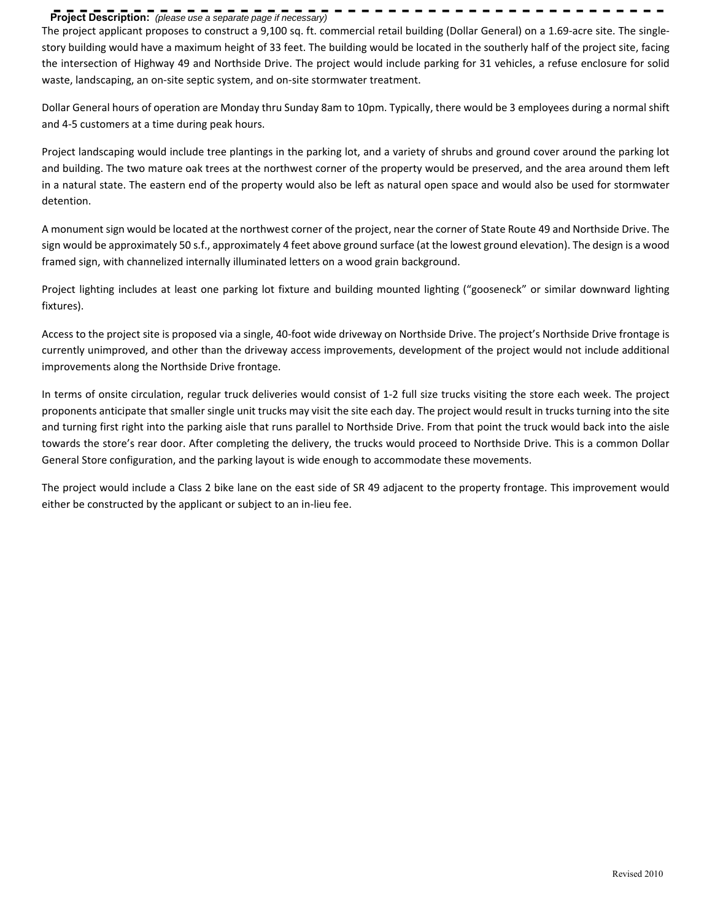**Project Description:** *(please use a separate page if necessary)*

The project applicant proposes to construct a 9,100 sq. ft. commercial retail building (Dollar General) on a 1.69-acre site. The single-story building would have a maximum height of 33 feet. The building would be located in the southerly half of the project site, facing the intersection of Highway 49 and Northside Drive. The project would include parking for 31 vehicles, a refuse enclosure for solid waste, landscaping, an on-site septic system, and on-site stormwater treatment.

Dollar General hours of operation are Monday thru Sunday 8am to 10pm. Typically, there would be 3 employees during a normal shift and 4-5 customers at a time during peak hours.

Project landscaping would include tree plantings in the parking lot, and a variety of shrubs and ground cover around the parking lot and building. The two mature oak trees at the northwest corner of the property would be preserved, and the area around them left in a natural state. The eastern end of the property would also be left as natural open space and would also be used for stormwater detention.

A monument sign would be located at the northwest corner of the project, near the corner of State Route 49 and Northside Drive. The sign would be approximately 50 s.f., approximately 4 feet above ground surface (at the lowest ground elevation). The design is a wood framed sign, with channelized internally illuminated letters on a wood grain background.

Project lighting includes at least one parking lot fixture and building mounted lighting ("gooseneck" or similar downward lighting fixtures).

Access to the project site is proposed via a single, 40-foot wide driveway on Northside Drive. The project's Northside Drive frontage is currently unimproved, and other than the driveway access improvements, development of the project would not include additional improvements along the Northside Drive frontage.

In terms of onsite circulation, regular truck deliveries would consist of 1-2 full size trucks visiting the store each week. The project proponents anticipate that smaller single unit trucks may visit the site each day. The project would result in trucks turning into the site and turning first right into the parking aisle that runs parallel to Northside Drive. From that point the truck would back into the aisle towards the store's rear door. After completing the delivery, the trucks would proceed to Northside Drive. This is a common Dollar General Store configuration, and the parking layout is wide enough to accommodate these movements.

The project would include a Class 2 bike lane on the east side of SR 49 adjacent to the property frontage. This improvement would either be constructed by the applicant or subject to an in-lieu fee.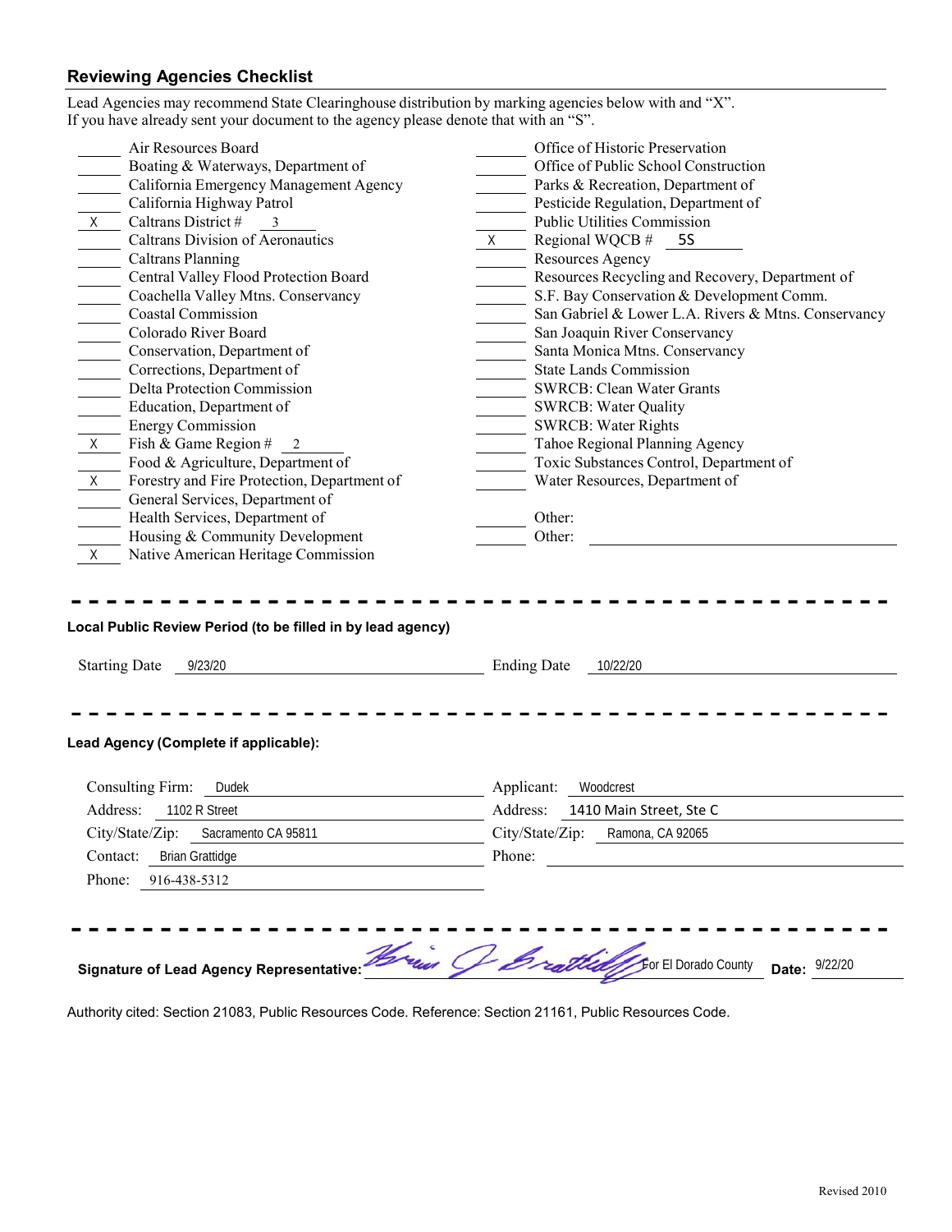### Reviewing Agencies Checklist

Lead Agencies may recommend State Clearinghouse distribution by marking agencies below with and "X".
If you have already sent your document to the agency please denote that with an "S".

| | | | |
|---|---|---|---|
| | Air Resources Board | | Office of Historic Preservation |
| | Boating & Waterways, Department of | | Office of Public School Construction |
| | California Emergency Management Agency | | Parks & Recreation, Department of |
| | California Highway Patrol | | Pesticide Regulation, Department of |
| X | Caltrans District # 3 | | Public Utilities Commission |
| | Caltrans Division of Aeronautics | X | Regional WQCB # 5S |
| | Caltrans Planning | | Resources Agency |
| | Central Valley Flood Protection Board | | Resources Recycling and Recovery, Department of |
| | Coachella Valley Mtns. Conservancy | | S.F. Bay Conservation & Development Comm. |
| | Coastal Commission | | San Gabriel & Lower L.A. Rivers & Mtns. Conservancy |
| | Colorado River Board | | San Joaquin River Conservancy |
| | Conservation, Department of | | Santa Monica Mtns. Conservancy |
| | Corrections, Department of | | State Lands Commission |
| | Delta Protection Commission | | SWRCB: Clean Water Grants |
| | Education, Department of | | SWRCB: Water Quality |
| | Energy Commission | | SWRCB: Water Rights |
| X | Fish & Game Region # 2 | | Tahoe Regional Planning Agency |
| | Food & Agriculture, Department of | | Toxic Substances Control, Department of |
| X | Forestry and Fire Protection, Department of | | Water Resources, Department of |
| | General Services, Department of | | |
| | Health Services, Department of | | Other: |
| | Housing & Community Development | | Other: |
| X | Native American Heritage Commission | | |

---

**Local Public Review Period (to be filled in by lead agency)**

Starting Date 9/23/20 Ending Date 10/22/20

---

**Lead Agency (Complete if applicable):**

| | |
|---|---|
| Consulting Firm: Dudek | Applicant: Woodcrest |
| Address: 1102 R Street | Address: 1410 Main Street, Ste C |
| City/State/Zip: Sacramento CA 95811 | City/State/Zip: Ramona, CA 92065 |
| Contact: Brian Grattidge | Phone: |
| Phone: 916-438-5312 | |

---

**Signature of Lead Agency Representative:** Brian J Grattidge For El Dorado County **Date:** 9/22/20

Authority cited: Section 21083, Public Resources Code. Reference: Section 21161, Public Resources Code.

Revised 2010